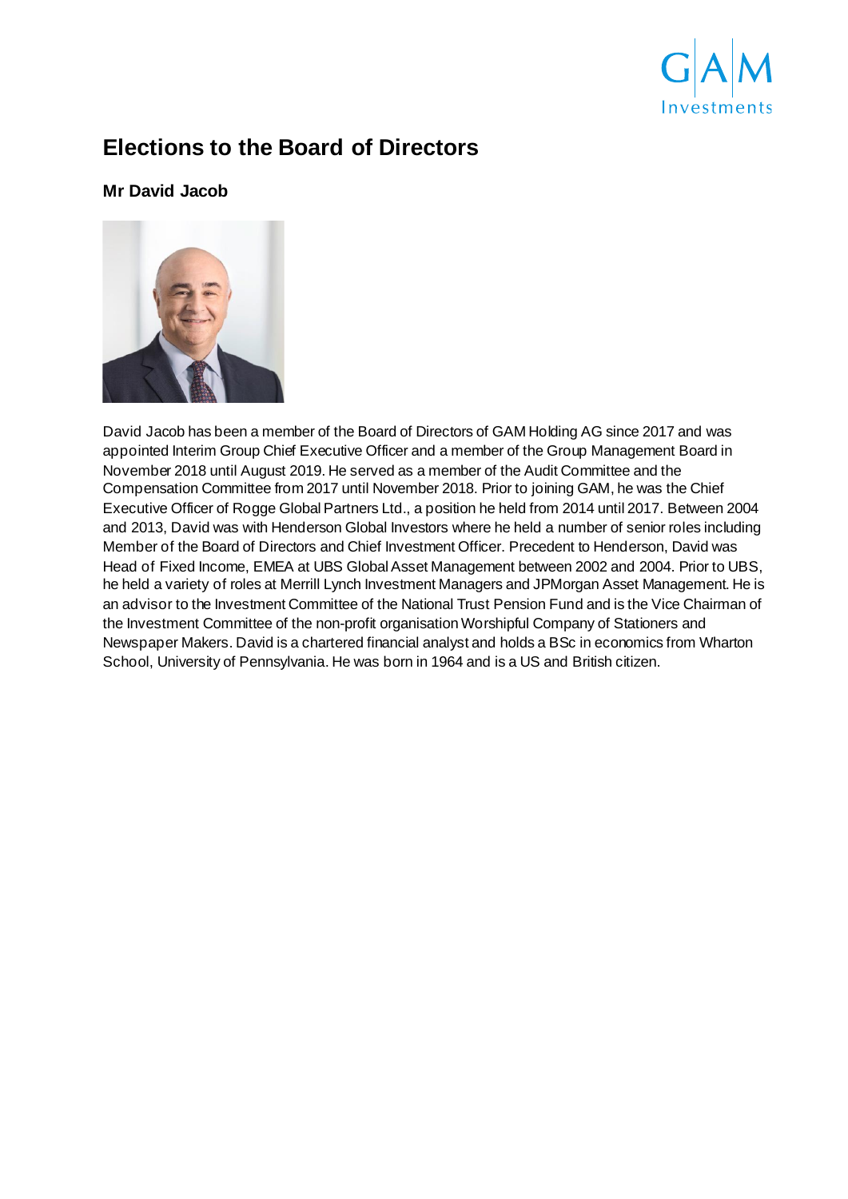# Elections to the Board of Directors

## Mr David Jacob

David Jacob has been a member of the Board of Directors of GAM Holding AG since 2017 and was appointed Interim Group Chief Executive Officer and a member of the Group Management Board in November 2018 until August 2019. He served as a member of the Audit Committee and the Compensation Committee from 2017 until November 2018. Prior to joining GAM, he was the Chief Executive Officer of Rogge Global Partners Ltd., a position he held from 2014 until 2017. Between 2004 and 2013, David was with Henderson Global Investors where he held a number of senior roles including Member of the Board of Directors and Chief Investment Officer. Precedent to Henderson, David was Head of Fixed Income, EMEA at UBS Global Asset Management between 2002 and 2004. Prior to UBS, he held a variety of roles at Merrill Lynch Investment Managers and JPMorgan Asset Management. He is an advisor to the Investment Committee of the National Trust Pension Fund and is the Vice Chairman of the Investment Committee of the non-profit organisation Worshipful Company of Stationers and Newspaper Makers. David is a chartered financial analyst and holds a BSc in economics from Wharton School, University of Pennsylvania. He was born in 1964 and is a US and British citizen.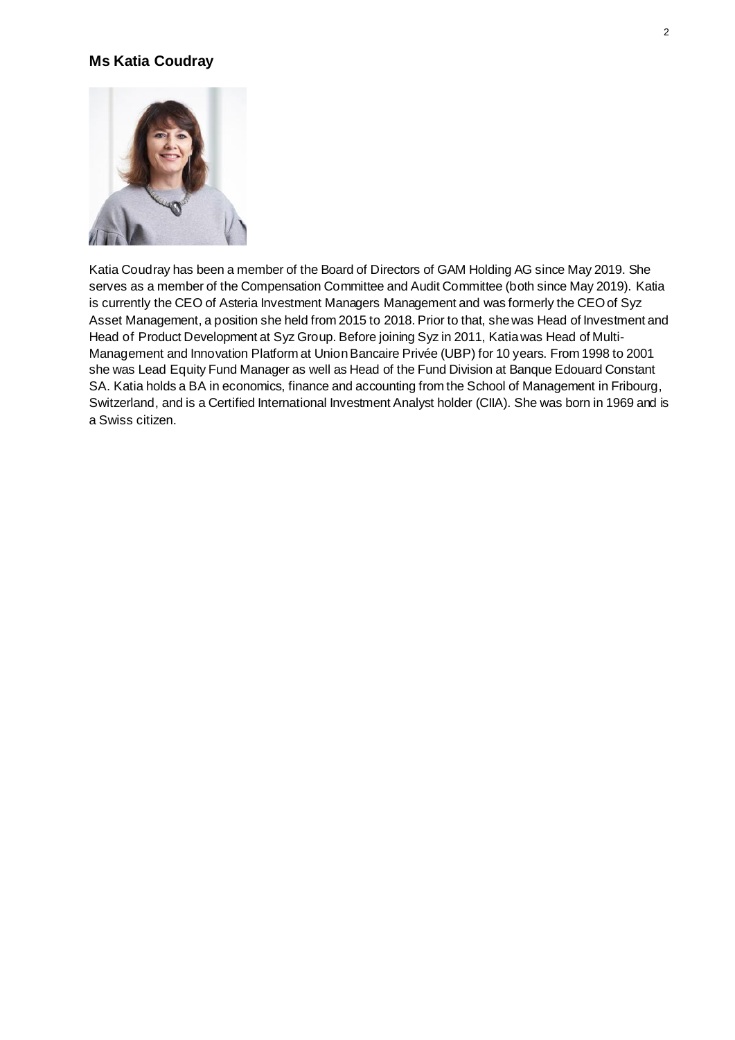## Ms Katia Coudray

Katia Coudray has been a member of the Board of Directors of GAM Holding AG since May 2019. She serves as a member of the Compensation Committee and Audit Committee (both since May 2019). Katia is currently the CEO of Asteria Investment Managers Management and was formerly the CEO of Syz Asset Management, a position she held from 2015 to 2018. Prior to that, she was Head of Investment and Head of Product Development at Syz Group. Before joining Syz in 2011, Katia was Head of Multi-Management and Innovation Platform at Union Bancaire Privée (UBP) for 10 years. From 1998 to 2001 she was Lead Equity Fund Manager as well as Head of the Fund Division at Banque Edouard Constant SA. Katia holds a BA in economics, finance and accounting from the School of Management in Fribourg, Switzerland, and is a Certified International Investment Analyst holder (CIIA). She was born in 1969 and is a Swiss citizen.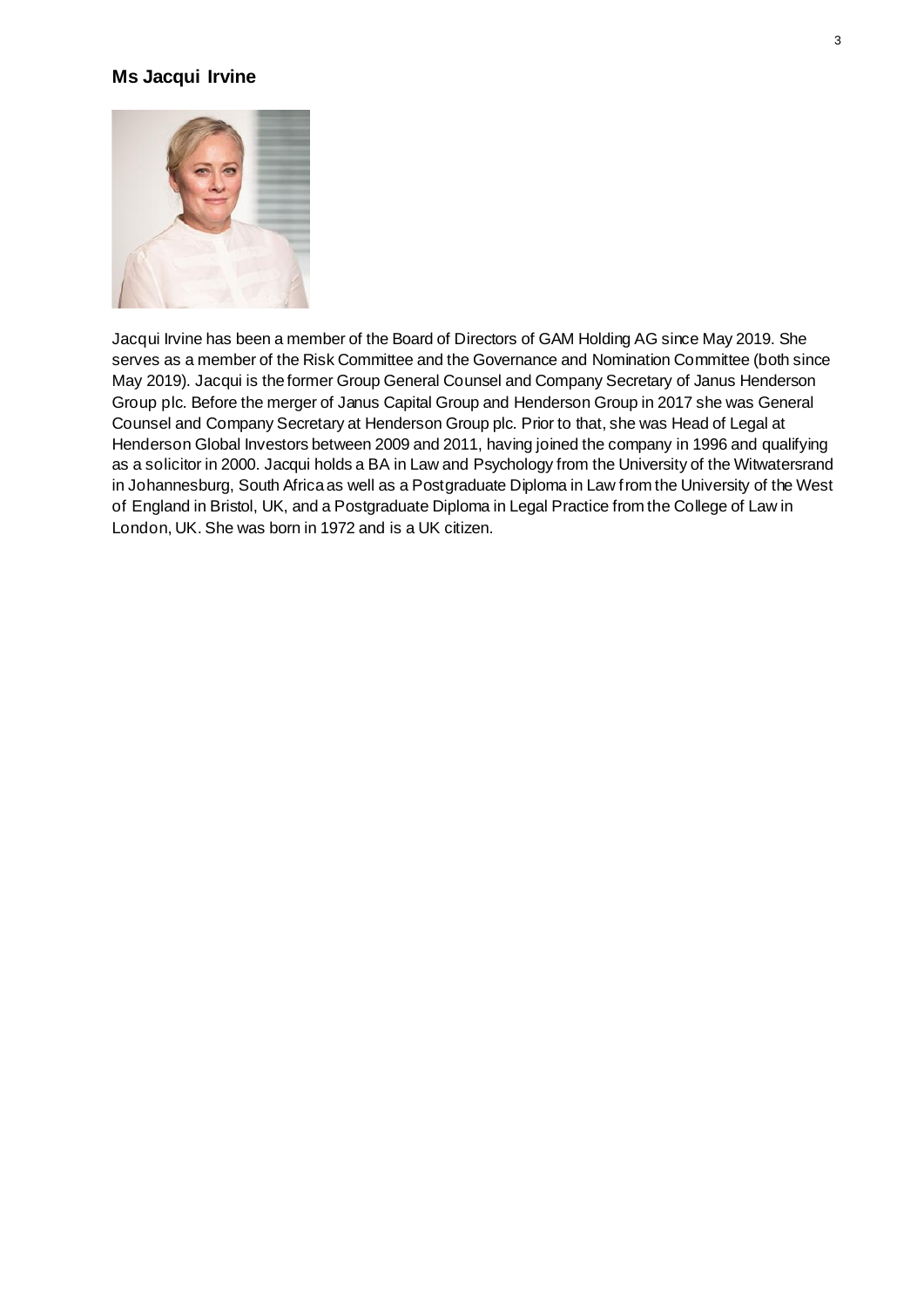### Ms Jacqui Irvine

Jacqui Irvine has been a member of the Board of Directors of GAM Holding AG since May 2019. She serves as a member of the Risk Committee and the Governance and Nomination Committee (both since May 2019). Jacqui is the former Group General Counsel and Company Secretary of Janus Henderson Group plc. Before the merger of Janus Capital Group and Henderson Group in 2017 she was General Counsel and Company Secretary at Henderson Group plc. Prior to that, she was Head of Legal at Henderson Global Investors between 2009 and 2011, having joined the company in 1996 and qualifying as a solicitor in 2000. Jacqui holds a BA in Law and Psychology from the University of the Witwatersrand in Johannesburg, South Africa as well as a Postgraduate Diploma in Law from the University of the West of England in Bristol, UK, and a Postgraduate Diploma in Legal Practice from the College of Law in London, UK. She was born in 1972 and is a UK citizen.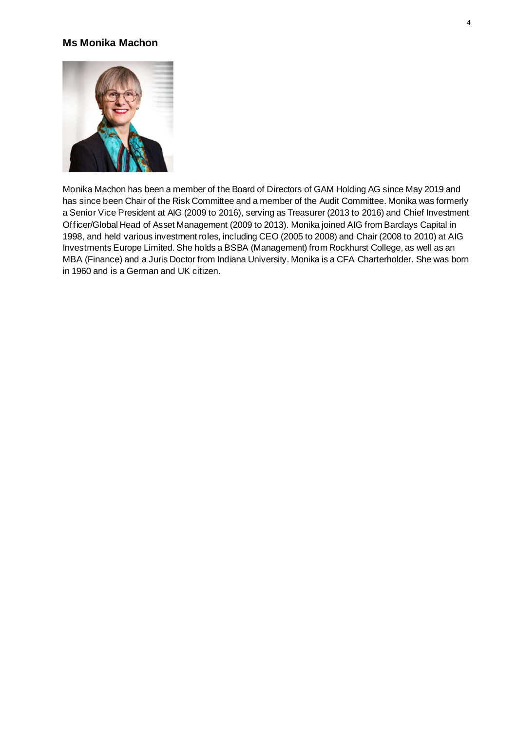### Ms Monika Machon

Monika Machon has been a member of the Board of Directors of GAM Holding AG since May 2019 and has since been Chair of the Risk Committee and a member of the Audit Committee. Monika was formerly a Senior Vice President at AIG (2009 to 2016), serving as Treasurer (2013 to 2016) and Chief Investment Officer/Global Head of Asset Management (2009 to 2013). Monika joined AIG from Barclays Capital in 1998, and held various investment roles, including CEO (2005 to 2008) and Chair (2008 to 2010) at AIG Investments Europe Limited. She holds a BSBA (Management) from Rockhurst College, as well as an MBA (Finance) and a Juris Doctor from Indiana University. Monika is a CFA Charterholder. She was born in 1960 and is a German and UK citizen.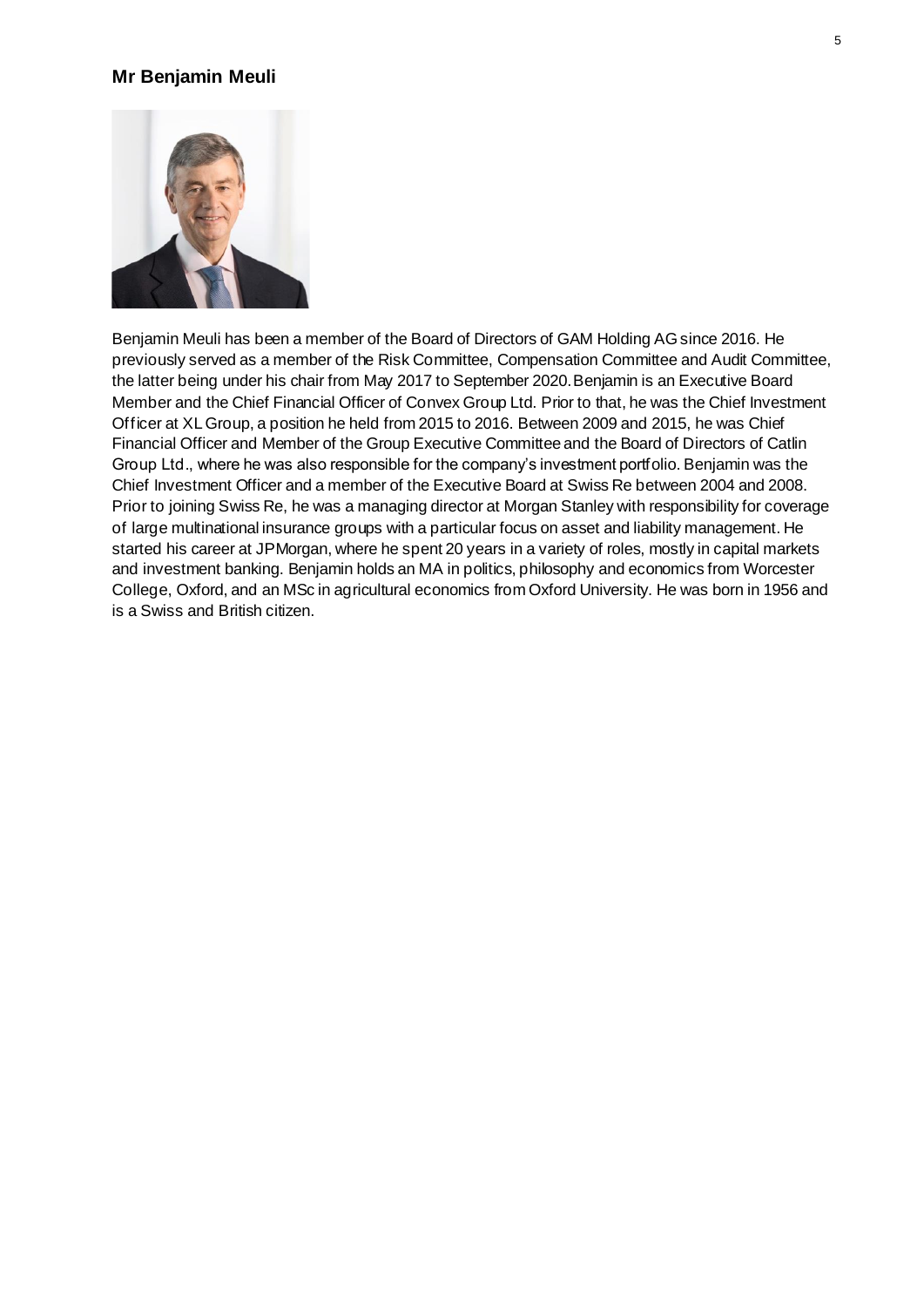## Mr Benjamin Meuli

Benjamin Meuli has been a member of the Board of Directors of GAM Holding AG since 2016. He previously served as a member of the Risk Committee, Compensation Committee and Audit Committee, the latter being under his chair from May 2017 to September 2020. Benjamin is an Executive Board Member and the Chief Financial Officer of Convex Group Ltd. Prior to that, he was the Chief Investment Officer at XL Group, a position he held from 2015 to 2016. Between 2009 and 2015, he was Chief Financial Officer and Member of the Group Executive Committee and the Board of Directors of Catlin Group Ltd., where he was also responsible for the company's investment portfolio. Benjamin was the Chief Investment Officer and a member of the Executive Board at Swiss Re between 2004 and 2008. Prior to joining Swiss Re, he was a managing director at Morgan Stanley with responsibility for coverage of large multinational insurance groups with a particular focus on asset and liability management. He started his career at JPMorgan, where he spent 20 years in a variety of roles, mostly in capital markets and investment banking. Benjamin holds an MA in politics, philosophy and economics from Worcester College, Oxford, and an MSc in agricultural economics from Oxford University. He was born in 1956 and is a Swiss and British citizen.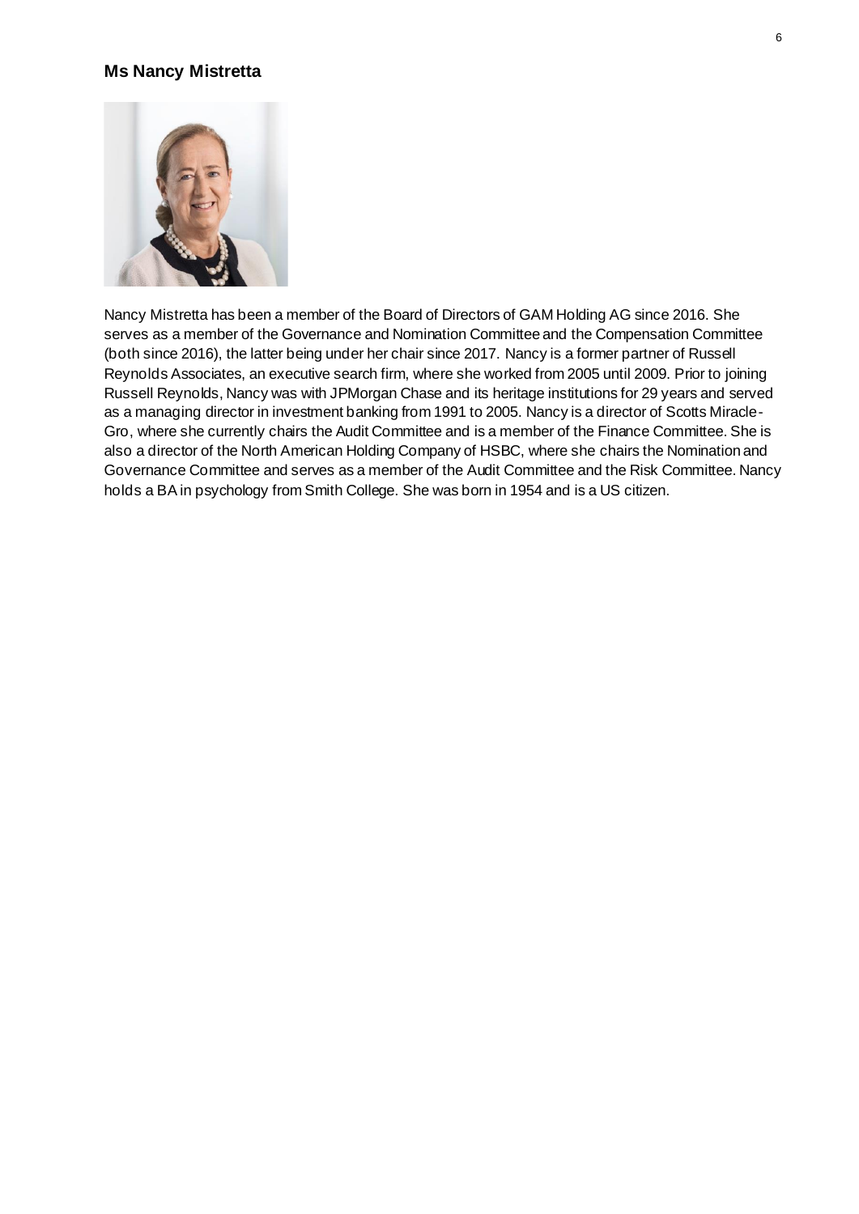## Ms Nancy Mistretta

Nancy Mistretta has been a member of the Board of Directors of GAM Holding AG since 2016. She serves as a member of the Governance and Nomination Committee and the Compensation Committee (both since 2016), the latter being under her chair since 2017. Nancy is a former partner of Russell Reynolds Associates, an executive search firm, where she worked from 2005 until 2009. Prior to joining Russell Reynolds, Nancy was with JPMorgan Chase and its heritage institutions for 29 years and served as a managing director in investment banking from 1991 to 2005. Nancy is a director of Scotts Miracle-Gro, where she currently chairs the Audit Committee and is a member of the Finance Committee. She is also a director of the North American Holding Company of HSBC, where she chairs the Nomination and Governance Committee and serves as a member of the Audit Committee and the Risk Committee. Nancy holds a BA in psychology from Smith College. She was born in 1954 and is a US citizen.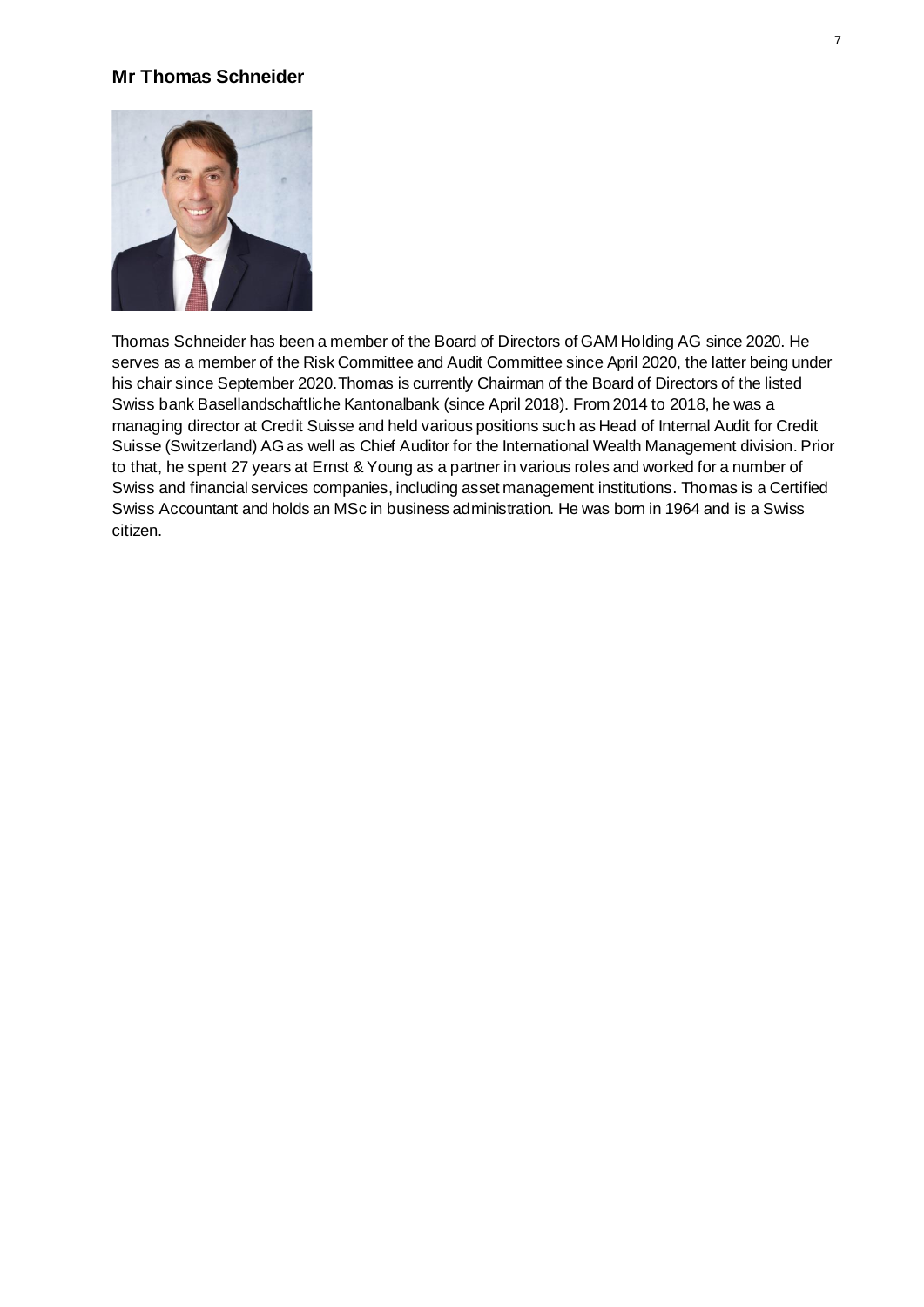## Mr Thomas Schneider

Thomas Schneider has been a member of the Board of Directors of GAM Holding AG since 2020. He serves as a member of the Risk Committee and Audit Committee since April 2020, the latter being under his chair since September 2020. Thomas is currently Chairman of the Board of Directors of the listed Swiss bank Basellandschaftliche Kantonalbank (since April 2018). From 2014 to 2018, he was a managing director at Credit Suisse and held various positions such as Head of Internal Audit for Credit Suisse (Switzerland) AG as well as Chief Auditor for the International Wealth Management division. Prior to that, he spent 27 years at Ernst & Young as a partner in various roles and worked for a number of Swiss and financial services companies, including asset management institutions. Thomas is a Certified Swiss Accountant and holds an MSc in business administration. He was born in 1964 and is a Swiss citizen.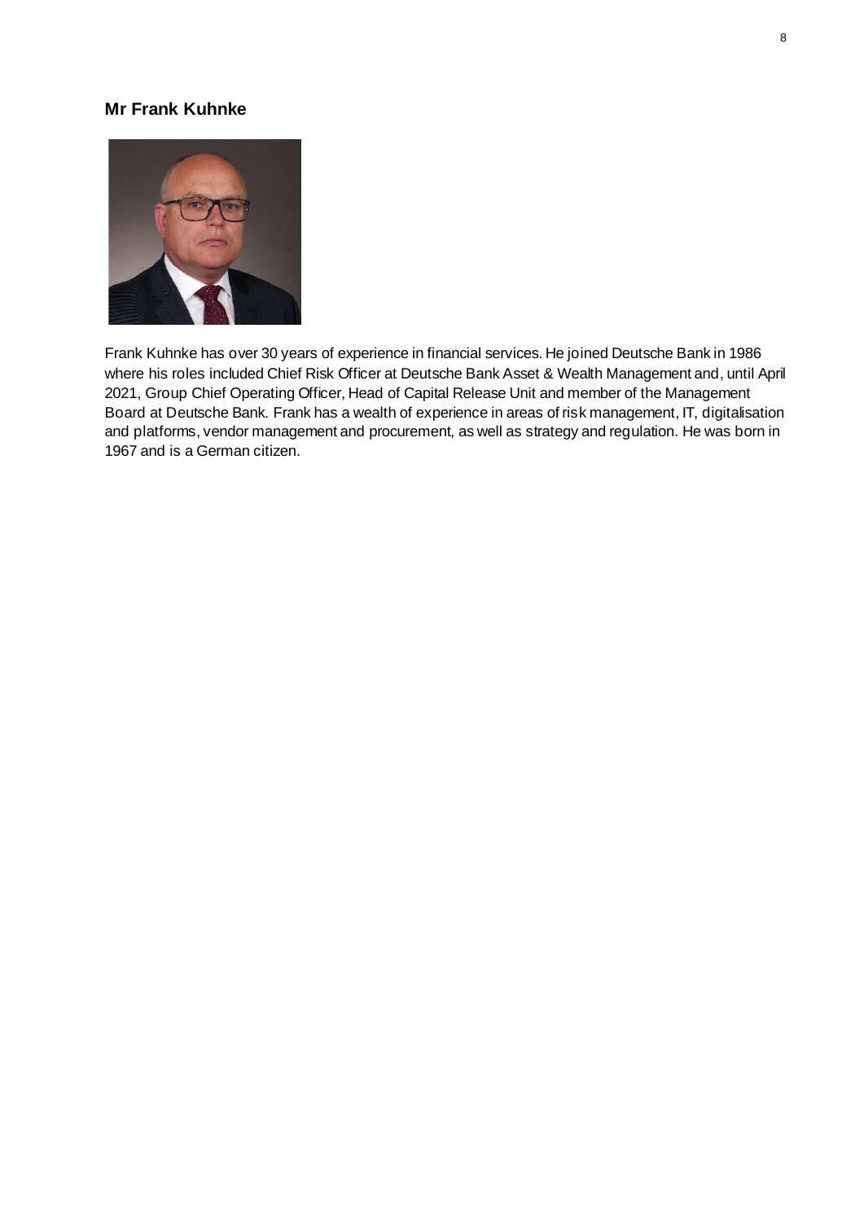### Mr Frank Kuhnke

Frank Kuhnke has over 30 years of experience in financial services. He joined Deutsche Bank in 1986 where his roles included Chief Risk Officer at Deutsche Bank Asset & Wealth Management and, until April 2021, Group Chief Operating Officer, Head of Capital Release Unit and member of the Management Board at Deutsche Bank. Frank has a wealth of experience in areas of risk management, IT, digitalisation and platforms, vendor management and procurement, as well as strategy and regulation. He was born in 1967 and is a German citizen.